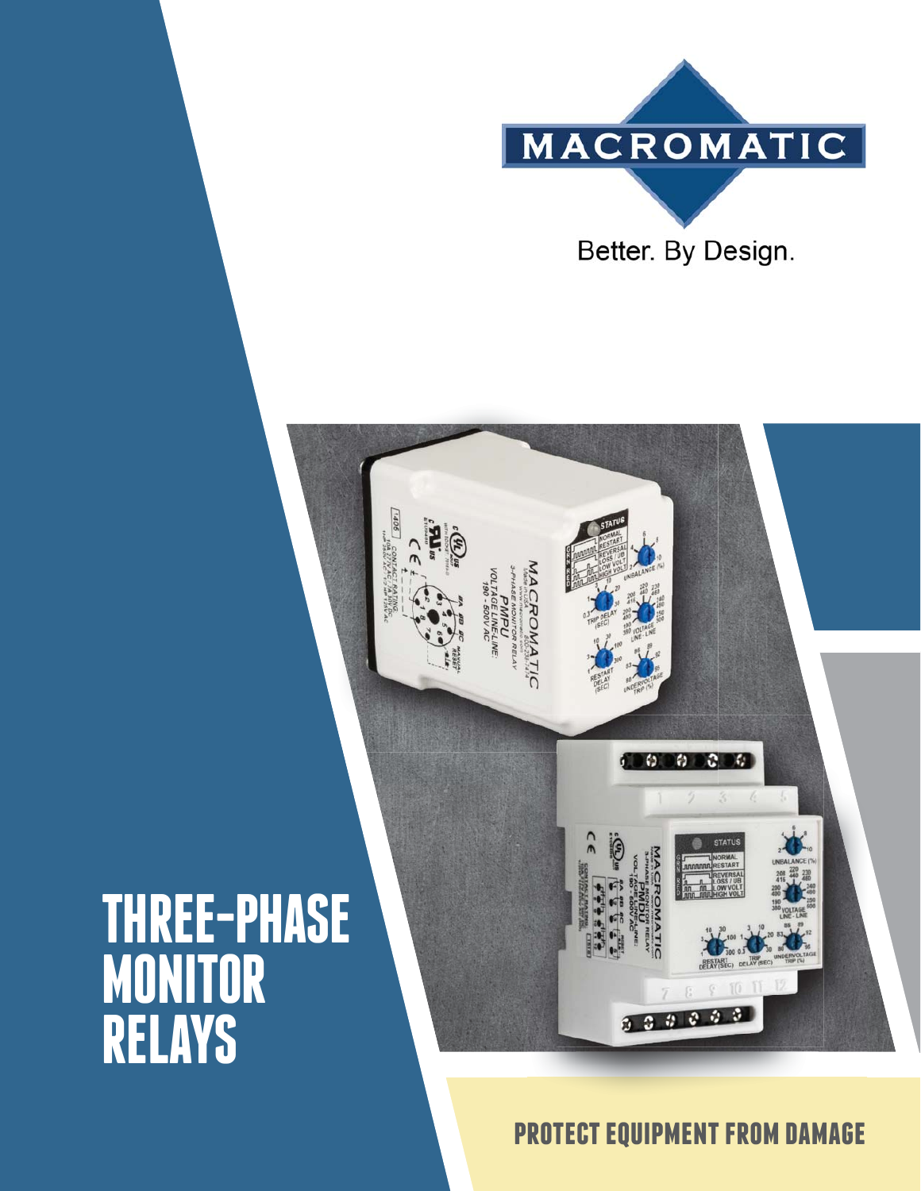MACROMATIC

Better. By Design.

# THREE-PHASE MONITOR RELAYS

## PROTECT EQUIPMENT FROM DAMAGE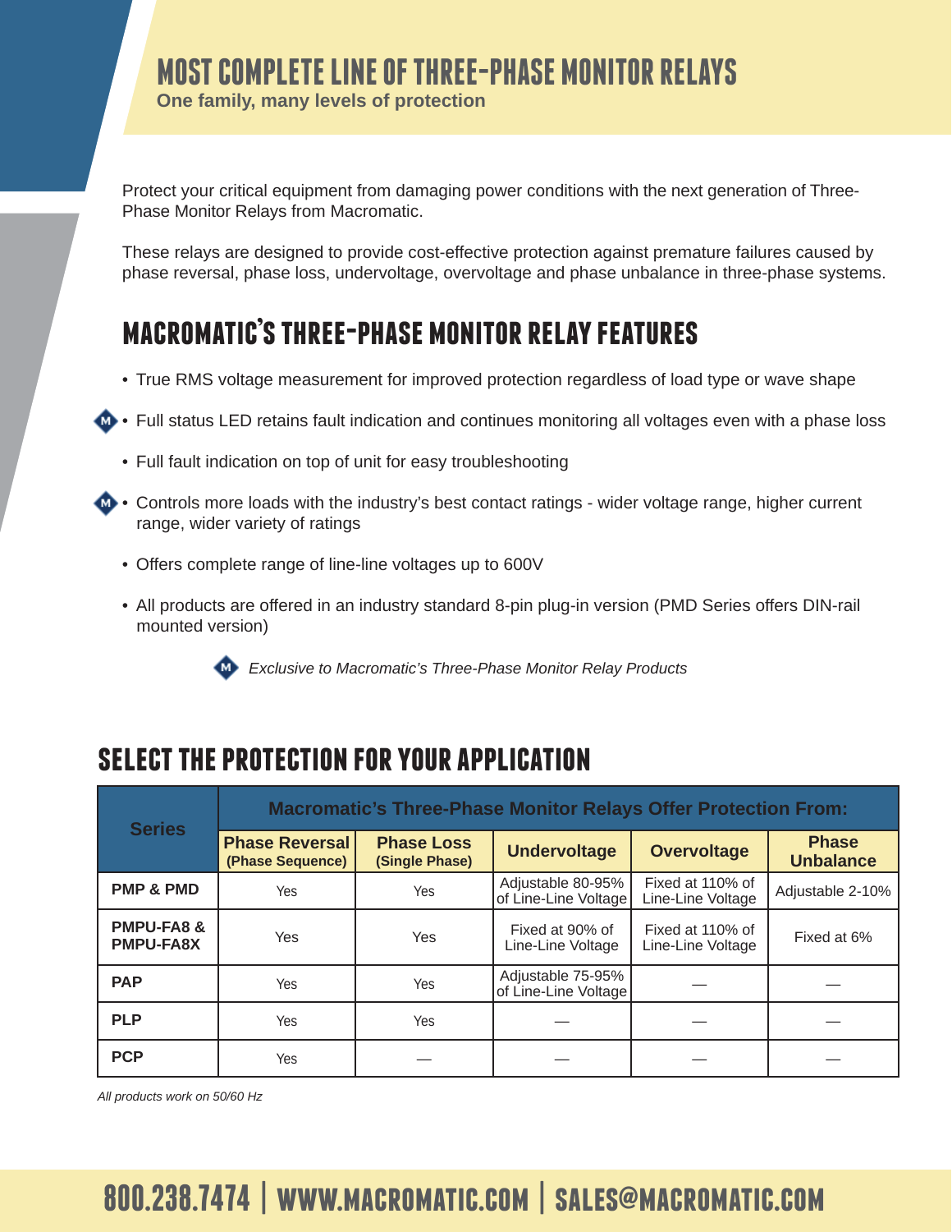# MOST COMPLETE LINE OF THREE-PHASE MONITOR RELAYS

**One family, many levels of protection**

Protect your critical equipment from damaging power conditions with the next generation of Three-Phase Monitor Relays from Macromatic.

These relays are designed to provide cost-effective protection against premature failures caused by phase reversal, phase loss, undervoltage, overvoltage and phase unbalance in three-phase systems.

## MACROMATIC'S THREE-PHASE MONITOR RELAY FEATURES

- True RMS voltage measurement for improved protection regardless of load type or wave shape
- Full status LED retains fault indication and continues monitoring all voltages even with a phase loss (M)
- Full fault indication on top of unit for easy troubleshooting
- Controls more loads with the industry's best contact ratings - wider voltage range, higher current range, wider variety of ratings (M)
- Offers complete range of line-line voltages up to 600V
- All products are offered in an industry standard 8-pin plug-in version (PMD Series offers DIN-rail mounted version)

(M) *Exclusive to Macromatic's Three-Phase Monitor Relay Products*

## SELECT THE PROTECTION FOR YOUR APPLICATION

| Series | Macromatic's Three-Phase Monitor Relays Offer Protection From: | | | | |
|---|---|---|---|---|---|
| | **Phase Reversal (Phase Sequence)** | **Phase Loss (Single Phase)** | **Undervoltage** | **Overvoltage** | **Phase Unbalance** |
| **PMP & PMD** | Yes | Yes | Adjustable 80-95% of Line-Line Voltage | Fixed at 110% of Line-Line Voltage | Adjustable 2-10% |
| **PMPU-FA8 & PMPU-FA8X** | Yes | Yes | Fixed at 90% of Line-Line Voltage | Fixed at 110% of Line-Line Voltage | Fixed at 6% |
| **PAP** | Yes | Yes | Adjustable 75-95% of Line-Line Voltage | — | — |
| **PLP** | Yes | Yes | — | — | — |
| **PCP** | Yes | — | — | — | — |

*All products work on 50/60 Hz*

800.238.7474 | WWW.MACROMATIC.COM | SALES@MACROMATIC.COM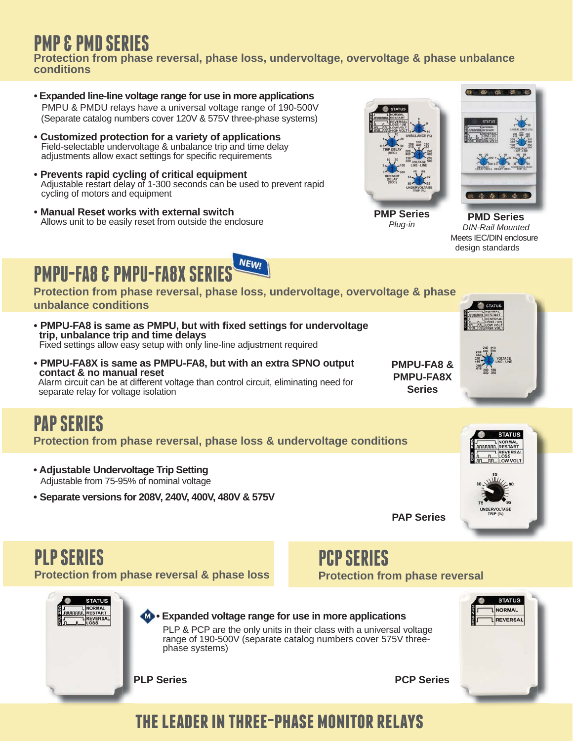# PMP & PMD SERIES

**Protection from phase reversal, phase loss, undervoltage, overvoltage & phase unbalance conditions**

- **Expanded line-line voltage range for use in more applications**
  PMPU & PMDU relays have a universal voltage range of 190-500V (Separate catalog numbers cover 120V & 575V three-phase systems)
- **Customized protection for a variety of applications**
  Field-selectable undervoltage & unbalance trip and time delay adjustments allow exact settings for specific requirements
- **Prevents rapid cycling of critical equipment**
  Adjustable restart delay of 1-300 seconds can be used to prevent rapid cycling of motors and equipment
- **Manual Reset works with external switch**
  Allows unit to be easily reset from outside the enclosure

**PMP Series**
*Plug-in*

**PMD Series**
*DIN-Rail Mounted*
Meets IEC/DIN enclosure design standards

# PMPU-FA8 & PMPU-FA8X SERIES

NEW!

**Protection from phase reversal, phase loss, undervoltage, overvoltage & phase unbalance conditions**

- **PMPU-FA8 is same as PMPU, but with fixed settings for undervoltage trip, unbalance trip and time delays**
  Fixed settings allow easy setup with only line-line adjustment required
- **PMPU-FA8X is same as PMPU-FA8, but with an extra SPNO output contact & no manual reset**
  Alarm circuit can be at different voltage than control circuit, eliminating need for separate relay for voltage isolation

**PMPU-FA8 & PMPU-FA8X Series**

# PAP SERIES

**Protection from phase reversal, phase loss & undervoltage conditions**

- **Adjustable Undervoltage Trip Setting**
  Adjustable from 75-95% of nominal voltage
- **Separate versions for 208V, 240V, 400V, 480V & 575V**

**PAP Series**

# PLP SERIES

**Protection from phase reversal & phase loss**

# PCP SERIES

**Protection from phase reversal**

- **Expanded voltage range for use in more applications**
  PLP & PCP are the only units in their class with a universal voltage range of 190-500V (separate catalog numbers cover 575V three-phase systems)

**PLP Series**

**PCP Series**

## THE LEADER IN THREE-PHASE MONITOR RELAYS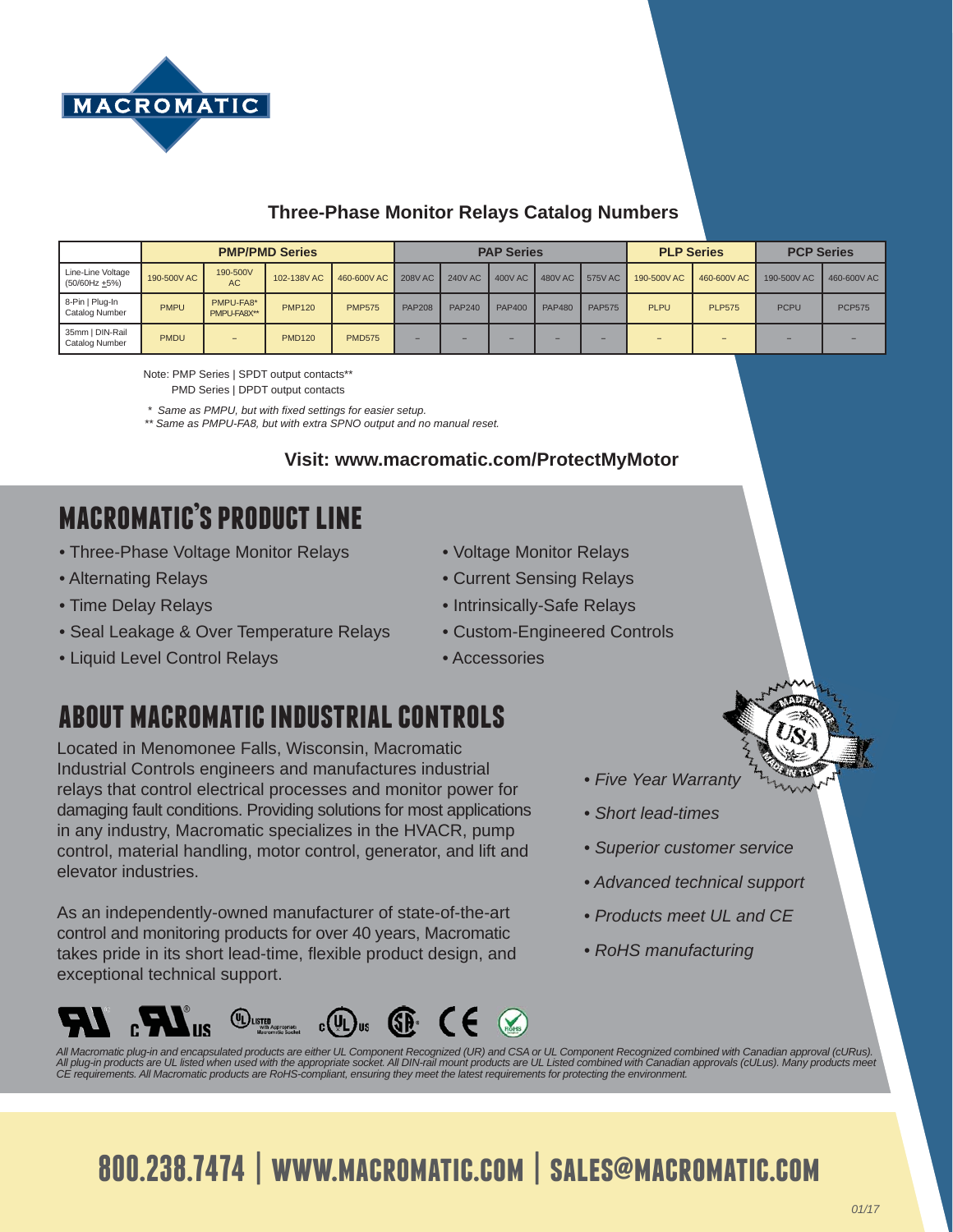MACROMATIC

## Three-Phase Monitor Relays Catalog Numbers

| | PMP/PMD Series | | | | PAP Series | | | | | PLP Series | | PCP Series | |
|---|---|---|---|---|---|---|---|---|---|---|---|---|---|
| Line-Line Voltage (50/60Hz ±5%) | 190-500V AC | 190-500V AC | 102-138V AC | 460-600V AC | 208V AC | 240V AC | 400V AC | 480V AC | 575V AC | 190-500V AC | 460-600V AC | 190-500V AC | 460-600V AC |
| 8-Pin \| Plug-In Catalog Number | PMPU | PMPU-FA8* PMPU-FA8X** | PMP120 | PMP575 | PAP208 | PAP240 | PAP400 | PAP480 | PAP575 | PLPU | PLP575 | PCPU | PCP575 |
| 35mm \| DIN-Rail Catalog Number | PMDU | – | PMD120 | PMD575 | – | – | – | – | – | – | – | – | – |

Note: PMP Series | SPDT output contacts**
PMD Series | DPDT output contacts

*\* Same as PMPU, but with fixed settings for easier setup.*
*\*\* Same as PMPU-FA8, but with extra SPNO output and no manual reset.*

**Visit: www.macromatic.com/ProtectMyMotor**

## MACROMATIC'S PRODUCT LINE

- Three-Phase Voltage Monitor Relays
- Alternating Relays
- Time Delay Relays
- Seal Leakage & Over Temperature Relays
- Liquid Level Control Relays
- Voltage Monitor Relays
- Current Sensing Relays
- Intrinsically-Safe Relays
- Custom-Engineered Controls
- Accessories

## ABOUT MACROMATIC INDUSTRIAL CONTROLS

Located in Menomonee Falls, Wisconsin, Macromatic Industrial Controls engineers and manufactures industrial relays that control electrical processes and monitor power for damaging fault conditions. Providing solutions for most applications in any industry, Macromatic specializes in the HVACR, pump control, material handling, motor control, generator, and lift and elevator industries.

As an independently-owned manufacturer of state-of-the-art control and monitoring products for over 40 years, Macromatic takes pride in its short lead-time, flexible product design, and exceptional technical support.

MADE IN THE USA

- *Five Year Warranty*
- *Short lead-times*
- *Superior customer service*
- *Advanced technical support*
- *Products meet UL and CE*
- *RoHS manufacturing*

*All Macromatic plug-in and encapsulated products are either UL Component Recognized (UR) and CSA or UL Component Recognized combined with Canadian approval (cURus). All plug-in products are UL listed when used with the appropriate socket. All DIN-rail mount products are UL Listed combined with Canadian approvals (cULus). Many products meet CE requirements. All Macromatic products are RoHS-compliant, ensuring they meet the latest requirements for protecting the environment.*

# 800.238.7474 | WWW.MACROMATIC.COM | SALES@MACROMATIC.COM

*01/17*